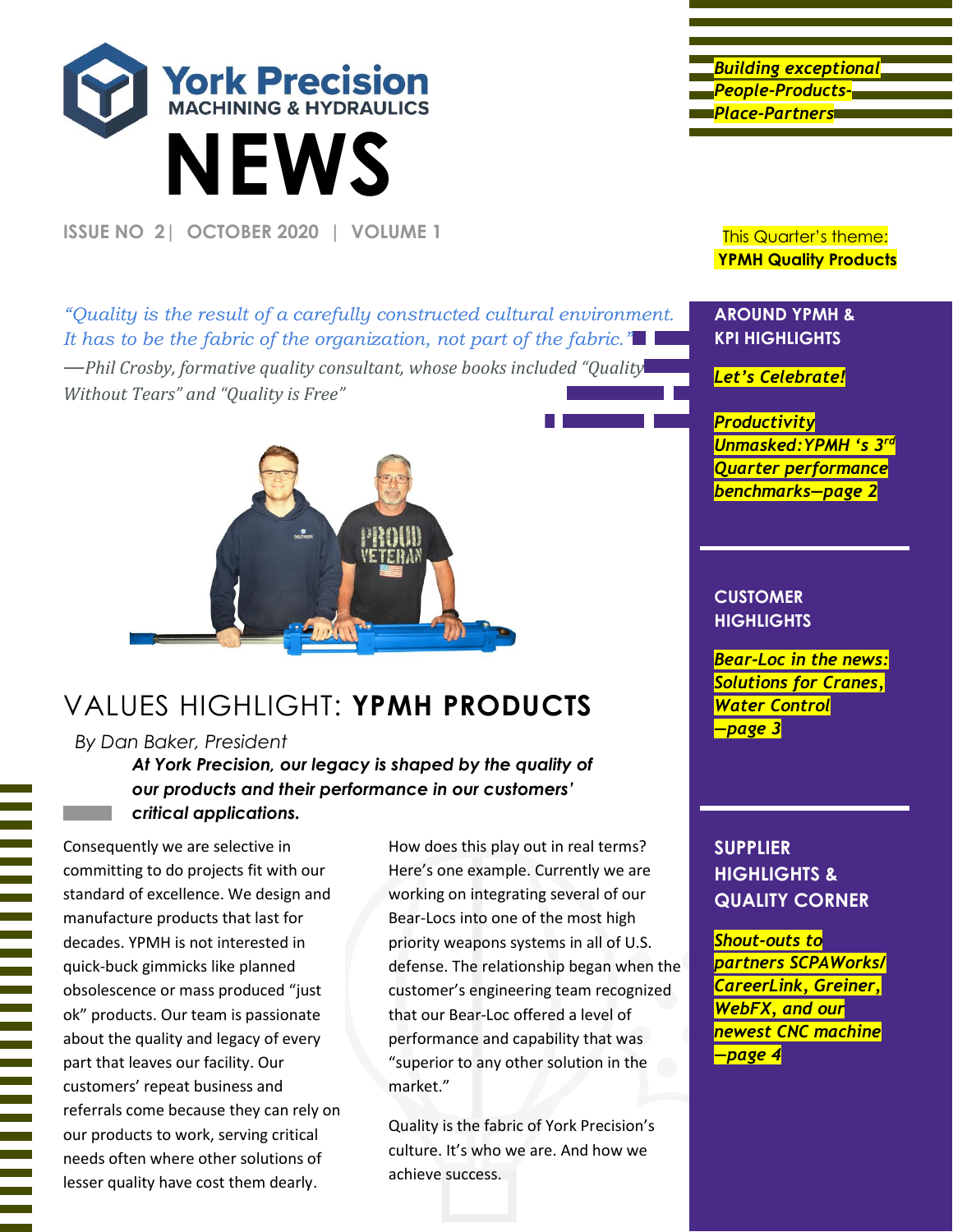# York Precision MACHINING & HYDRAULICS NEWS

ISSUE NO 2 | OCTOBER 2020 | VOLUME 1

*Building exceptional People-Products-Place-Partners*

This Quarter's theme: **YPMH Quality Products**

*"Quality is the result of a carefully constructed cultural environment. It has to be the fabric of the organization, not part of the fabric."*
*—Phil Crosby, formative quality consultant, whose books included "Quality Without Tears" and "Quality is Free"*

## VALUES HIGHLIGHT: **YPMH PRODUCTS**

*By Dan Baker, President*

***At York Precision, our legacy is shaped by the quality of our products and their performance in our customers' critical applications.***

Consequently we are selective in committing to do projects fit with our standard of excellence. We design and manufacture products that last for decades. YPMH is not interested in quick-buck gimmicks like planned obsolescence or mass produced "just ok" products. Our team is passionate about the quality and legacy of every part that leaves our facility. Our customers' repeat business and referrals come because they can rely on our products to work, serving critical needs often where other solutions of lesser quality have cost them dearly.

How does this play out in real terms? Here's one example. Currently we are working on integrating several of our Bear-Locs into one of the most high priority weapons systems in all of U.S. defense. The relationship began when the customer's engineering team recognized that our Bear-Loc offered a level of performance and capability that was "superior to any other solution in the market."

Quality is the fabric of York Precision's culture. It's who we are. And how we achieve success.

### AROUND YPMH & KPI HIGHLIGHTS

*Let's Celebrate!*

*Productivity Unmasked: YPMH 's 3rd Quarter performance benchmarks—page 2*

### CUSTOMER HIGHLIGHTS

*Bear-Loc in the news: Solutions for Cranes, Water Control —page 3*

### SUPPLIER HIGHLIGHTS & QUALITY CORNER

*Shout-outs to partners SCPAWorks/ CareerLink, Greiner, WebFX, and our newest CNC machine —page 4*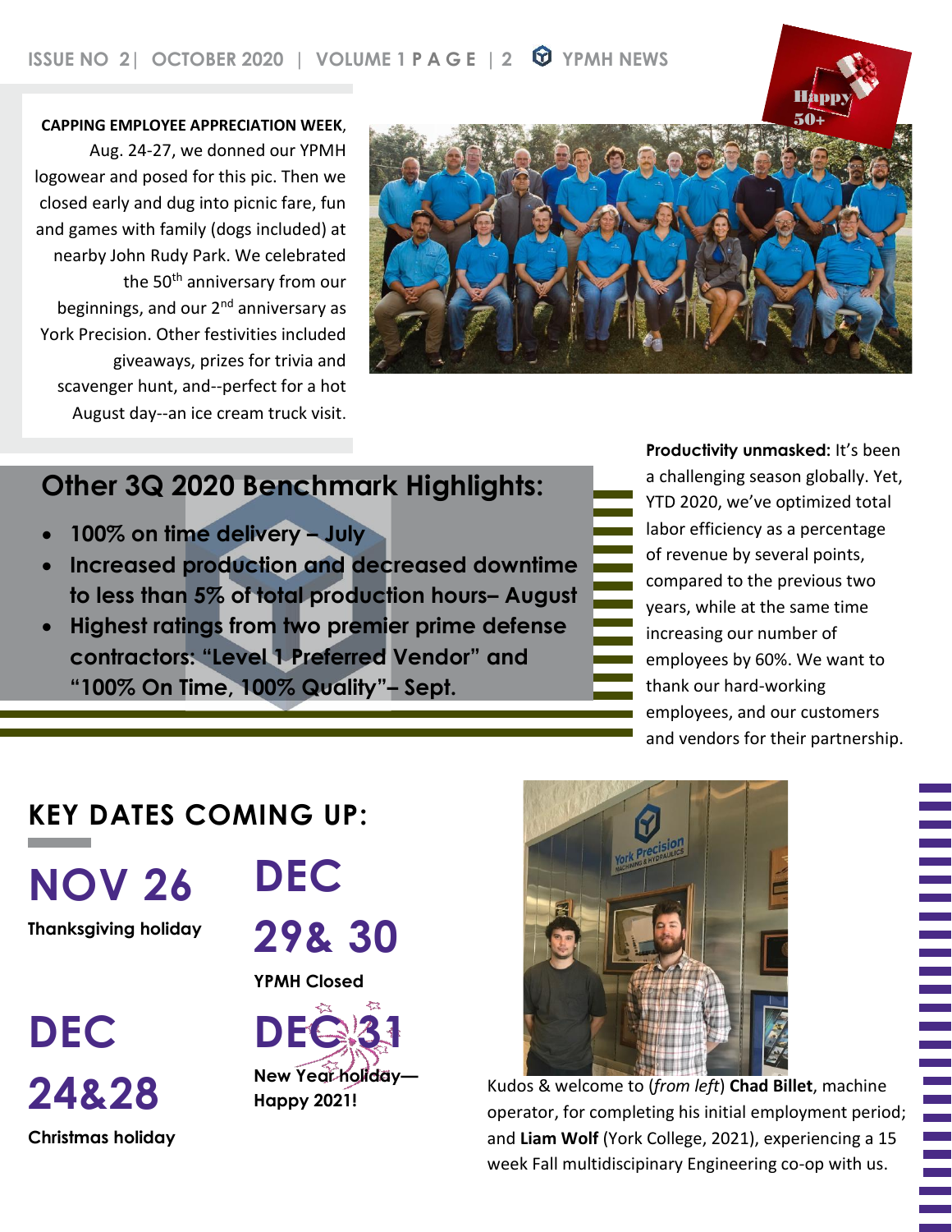**CAPPING EMPLOYEE APPRECIATION WEEK**, Aug. 24-27, we donned our YPMH logowear and posed for this pic. Then we closed early and dug into picnic fare, fun and games with family (dogs included) at nearby John Rudy Park. We celebrated the 50th anniversary from our beginnings, and our 2nd anniversary as York Precision. Other festivities included giveaways, prizes for trivia and scavenger hunt, and--perfect for a hot August day--an ice cream truck visit.

Happy 50+

## Other 3Q 2020 Benchmark Highlights:

- **100% on time delivery – July**
- **Increased production and decreased downtime to less than 5% of total production hours– August**
- **Highest ratings from two premier prime defense contractors: "Level 1 Preferred Vendor" and "100% On Time, 100% Quality"– Sept.**

**Productivity unmasked:** It's been a challenging season globally. Yet, YTD 2020, we've optimized total labor efficiency as a percentage of revenue by several points, compared to the previous two years, while at the same time increasing our number of employees by 60%. We want to thank our hard-working employees, and our customers and vendors for their partnership.

## KEY DATES COMING UP:

**NOV 26**
**Thanksgiving holiday**

**DEC 24&28**
**Christmas holiday**

**DEC 29& 30**
**YPMH Closed**

**DEC 31**
**New Year holiday—Happy 2021!**

Kudos & welcome to (*from left*) **Chad Billet**, machine operator, for completing his initial employment period; and **Liam Wolf** (York College, 2021), experiencing a 15 week Fall multidisciplinary Engineering co-op with us.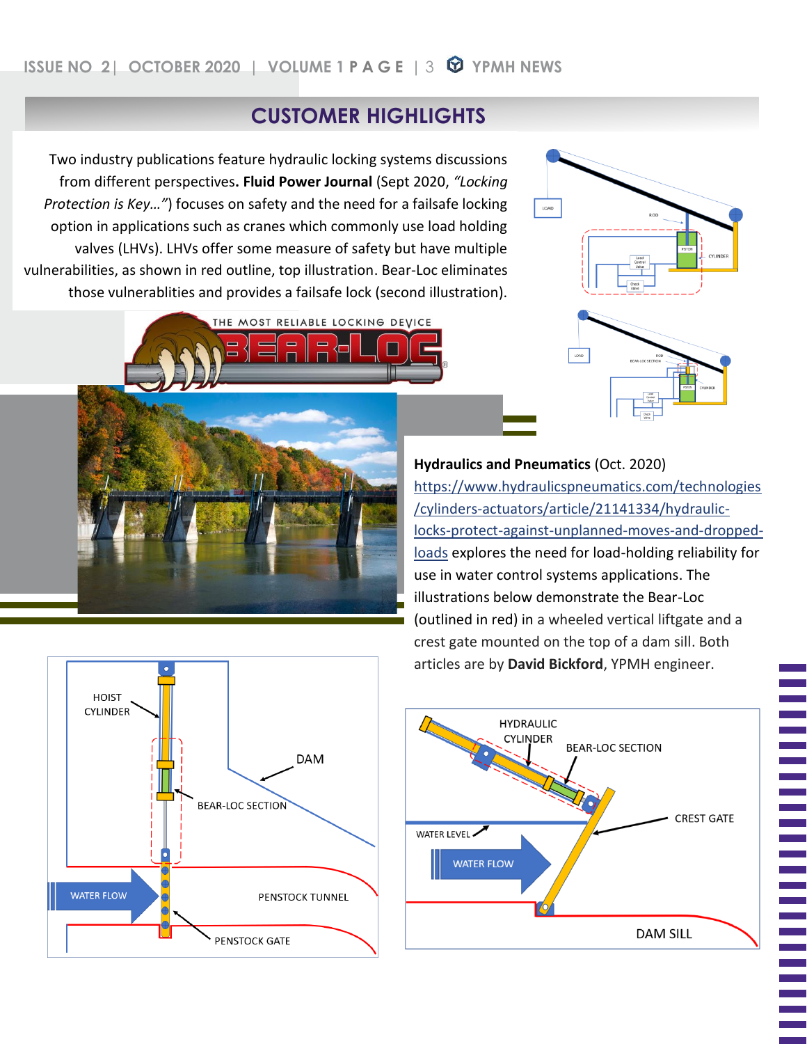## CUSTOMER HIGHLIGHTS

Two industry publications feature hydraulic locking systems discussions from different perspectives. **Fluid Power Journal** (Sept 2020, *"Locking Protection is Key…"*) focuses on safety and the need for a failsafe locking option in applications such as cranes which commonly use load holding valves (LHVs). LHVs offer some measure of safety but have multiple vulnerabilities, as shown in red outline, top illustration. Bear-Loc eliminates those vulnerablities and provides a failsafe lock (second illustration).

**Hydraulics and Pneumatics** (Oct. 2020) https://www.hydraulicspneumatics.com/technologies/cylinders-actuators/article/21141334/hydraulic-locks-protect-against-unplanned-moves-and-dropped-loads explores the need for load-holding reliability for use in water control systems applications. The illustrations below demonstrate the Bear-Loc (outlined in red) in a wheeled vertical liftgate and a crest gate mounted on the top of a dam sill. Both articles are by **David Bickford**, YPMH engineer.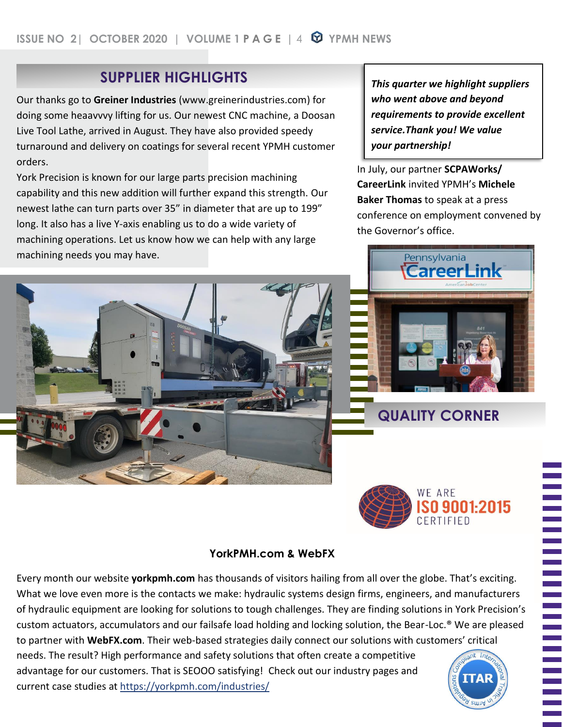## SUPPLIER HIGHLIGHTS

Our thanks go to **Greiner Industries** (www.greinerindustries.com) for doing some heaavvvy lifting for us. Our newest CNC machine, a Doosan Live Tool Lathe, arrived in August. They have also provided speedy turnaround and delivery on coatings for several recent YPMH customer orders.

York Precision is known for our large parts precision machining capability and this new addition will further expand this strength. Our newest lathe can turn parts over 35" in diameter that are up to 199" long. It also has a live Y-axis enabling us to do a wide variety of machining operations. Let us know how we can help with any large machining needs you may have.

***This quarter we highlight suppliers who went above and beyond requirements to provide excellent service.Thank you! We value your partnership!***

In July, our partner **SCPAWorks/ CareerLink** invited YPMH's **Michele Baker Thomas** to speak at a press conference on employment convened by the Governor's office.

## QUALITY CORNER

WE ARE ISO 9001:2015 CERTIFIED

### YorkPMH.com & WebFX

Every month our website **yorkpmh.com** has thousands of visitors hailing from all over the globe. That's exciting. What we love even more is the contacts we make: hydraulic systems design firms, engineers, and manufacturers of hydraulic equipment are looking for solutions to tough challenges. They are finding solutions in York Precision's custom actuators, accumulators and our failsafe load holding and locking solution, the Bear-Loc.® We are pleased to partner with **WebFX.com**. Their web-based strategies daily connect our solutions with customers' critical needs. The result? High performance and safety solutions that often create a competitive advantage for our customers. That is SEOOO satisfying! Check out our industry pages and current case studies at https://yorkpmh.com/industries/